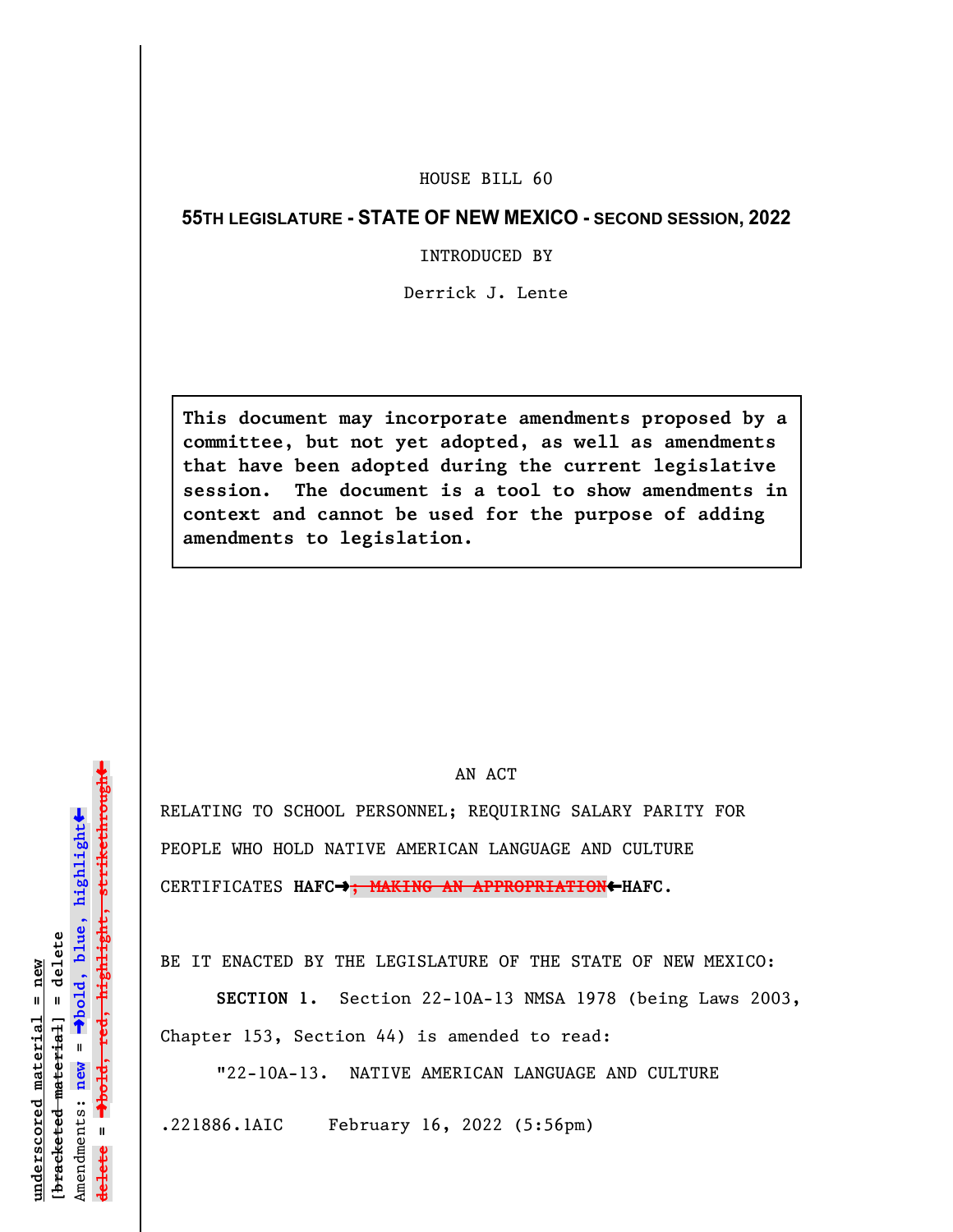HOUSE BILL 60

**55TH LEGISLATURE - STATE OF NEW MEXICO - SECOND SESSION, 2022**

INTRODUCED BY

Derrick J. Lente

**This document may incorporate amendments proposed by a committee, but not yet adopted, as well as amendments that have been adopted during the current legislative session. The document is a tool to show amendments in context and cannot be used for the purpose of adding amendments to legislation.**

AN ACT

RELATING TO SCHOOL PERSONNEL; REQUIRING SALARY PARITY FOR PEOPLE WHO HOLD NATIVE AMERICAN LANGUAGE AND CULTURE CERTIFICATES **HAFC→**~~**; MAKING AN APPROPRIATION**~~**←HAFC.**

BE IT ENACTED BY THE LEGISLATURE OF THE STATE OF NEW MEXICO:

**SECTION 1.** Section 22-10A-13 NMSA 1978 (being Laws 2003, Chapter 153, Section 44) is amended to read:

"22-10A-13. NATIVE AMERICAN LANGUAGE AND CULTURE

.221886.1AIC February 16, 2022 (5:56pm)

underscored material = new
[bracketed material] = delete
Amendments: new = →bold, blue, highlight←
delete = →~~bold, red, highlight, strikethrough~~←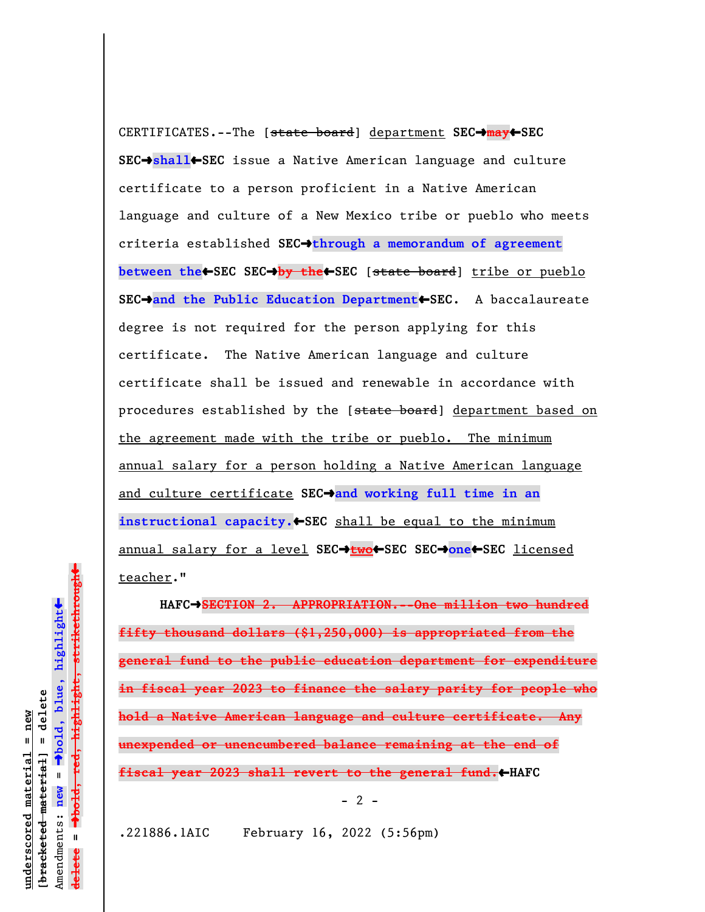CERTIFICATES.--The [~~state board~~] department SEC→~~may~~←SEC SEC→**shall**←SEC issue a Native American language and culture certificate to a person proficient in a Native American language and culture of a New Mexico tribe or pueblo who meets criteria established SEC→**through a memorandum of agreement between the**←SEC SEC→~~by the~~←SEC [~~state board~~] tribe or pueblo SEC→**and the Public Education Department**←SEC. A baccalaureate degree is not required for the person applying for this certificate. The Native American language and culture certificate shall be issued and renewable in accordance with procedures established by the [~~state board~~] department based on the agreement made with the tribe or pueblo. The minimum annual salary for a person holding a Native American language and culture certificate SEC→**and working full time in an instructional capacity.**←SEC shall be equal to the minimum annual salary for a level SEC→~~two~~←SEC SEC→**one**←SEC licensed teacher."

HAFC→~~SECTION 2. APPROPRIATION.--One million two hundred fifty thousand dollars ($1,250,000) is appropriated from the general fund to the public education department for expenditure in fiscal year 2023 to finance the salary parity for people who hold a Native American language and culture certificate. Any unexpended or unencumbered balance remaining at the end of fiscal year 2023 shall revert to the general fund.~~←HAFC

.221886.1AIC February 16, 2022 (5:56pm)

underscored material = new
[~~bracketed material~~] = delete
Amendments: **new** = →**bold, blue, highlight**←
~~delete~~ = →~~bold, red, highlight, strikethrough~~←